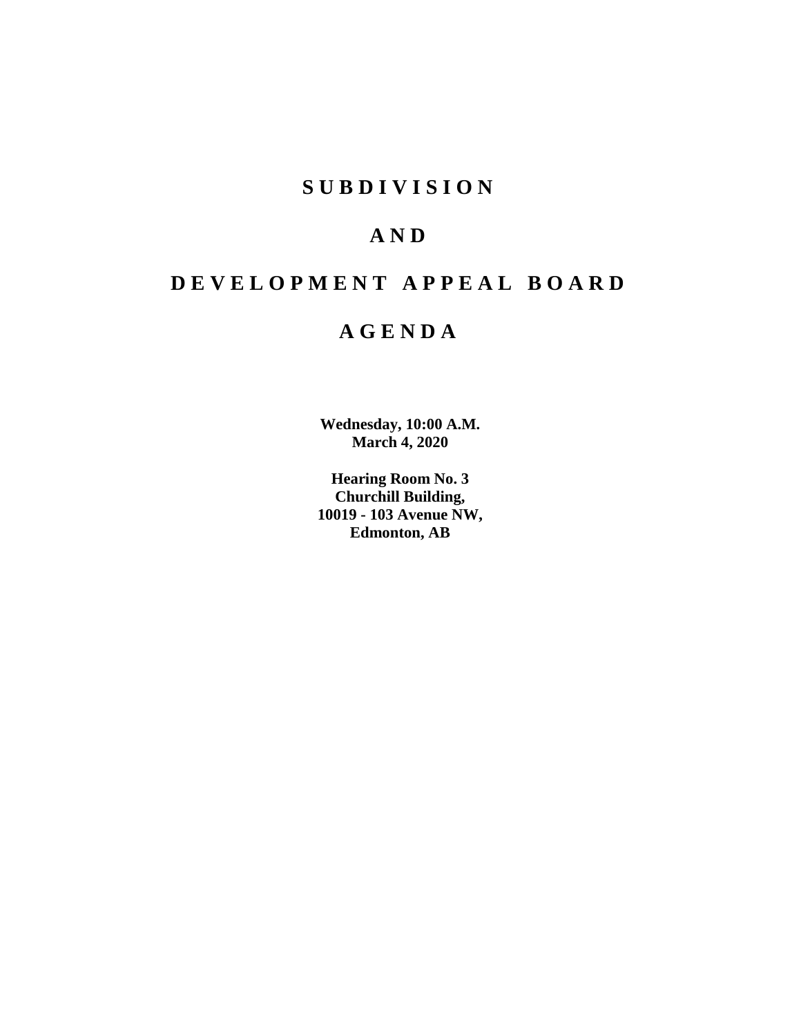# SUBDIVISION

# AND

# DEVELOPMENT APPEAL BOARD

# AGENDA

**Wednesday, 10:00 A.M.**
**March 4, 2020**

**Hearing Room No. 3**
**Churchill Building,**
**10019 - 103 Avenue NW,**
**Edmonton, AB**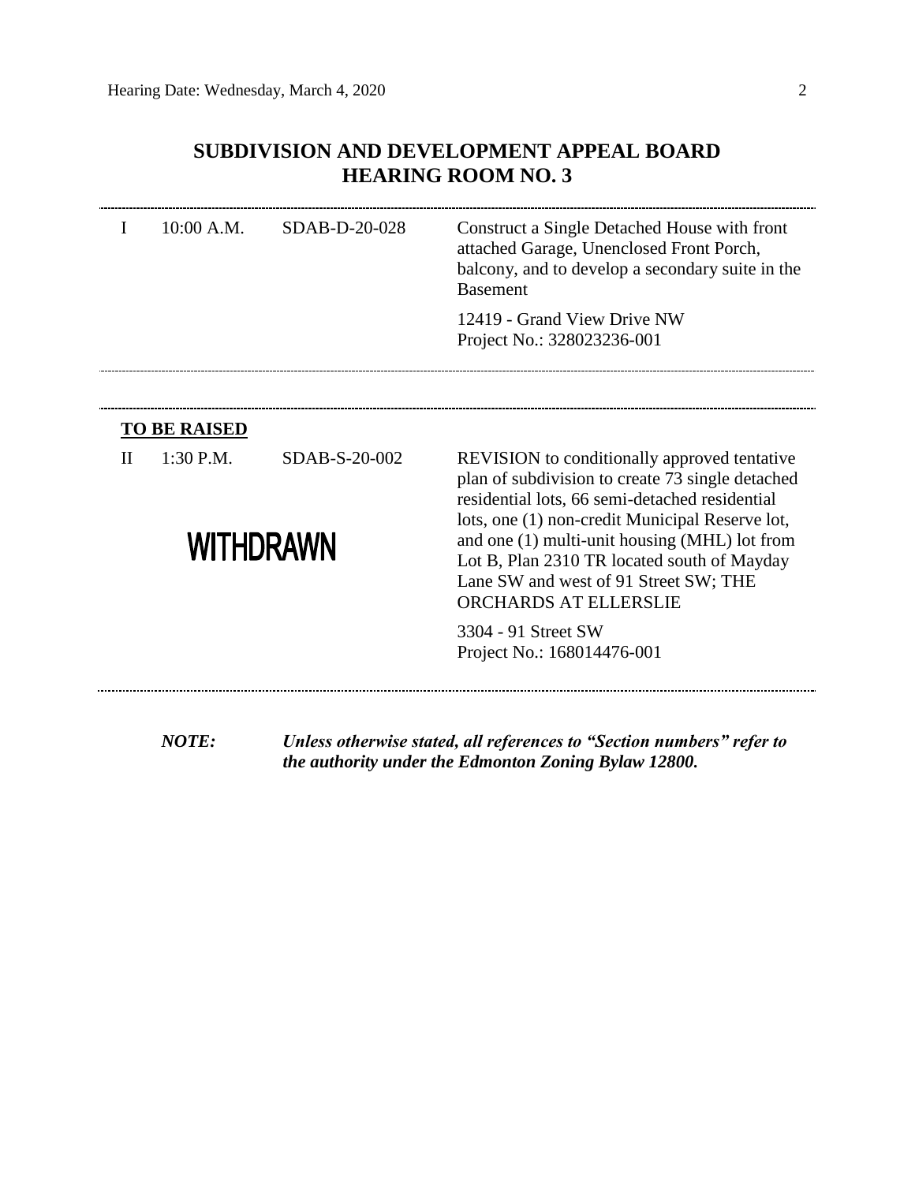## SUBDIVISION AND DEVELOPMENT APPEAL BOARD
## HEARING ROOM NO. 3

| | | | |
|---|---|---|---|
| I | 10:00 A.M. | SDAB-D-20-028 | Construct a Single Detached House with front attached Garage, Unenclosed Front Porch, balcony, and to develop a secondary suite in the Basement<br><br>12419 - Grand View Drive NW<br>Project No.: 328023236-001 |

**TO BE RAISED**

| | | | |
|---|---|---|---|
| II | 1:30 P.M.<br><br>**WITHDRAWN** | SDAB-S-20-002 | REVISION to conditionally approved tentative plan of subdivision to create 73 single detached residential lots, 66 semi-detached residential lots, one (1) non-credit Municipal Reserve lot, and one (1) multi-unit housing (MHL) lot from Lot B, Plan 2310 TR located south of Mayday Lane SW and west of 91 Street SW; THE ORCHARDS AT ELLERSLIE<br><br>3304 - 91 Street SW<br>Project No.: 168014476-001 |

***NOTE:*** ***Unless otherwise stated, all references to "Section numbers" refer to the authority under the Edmonton Zoning Bylaw 12800.***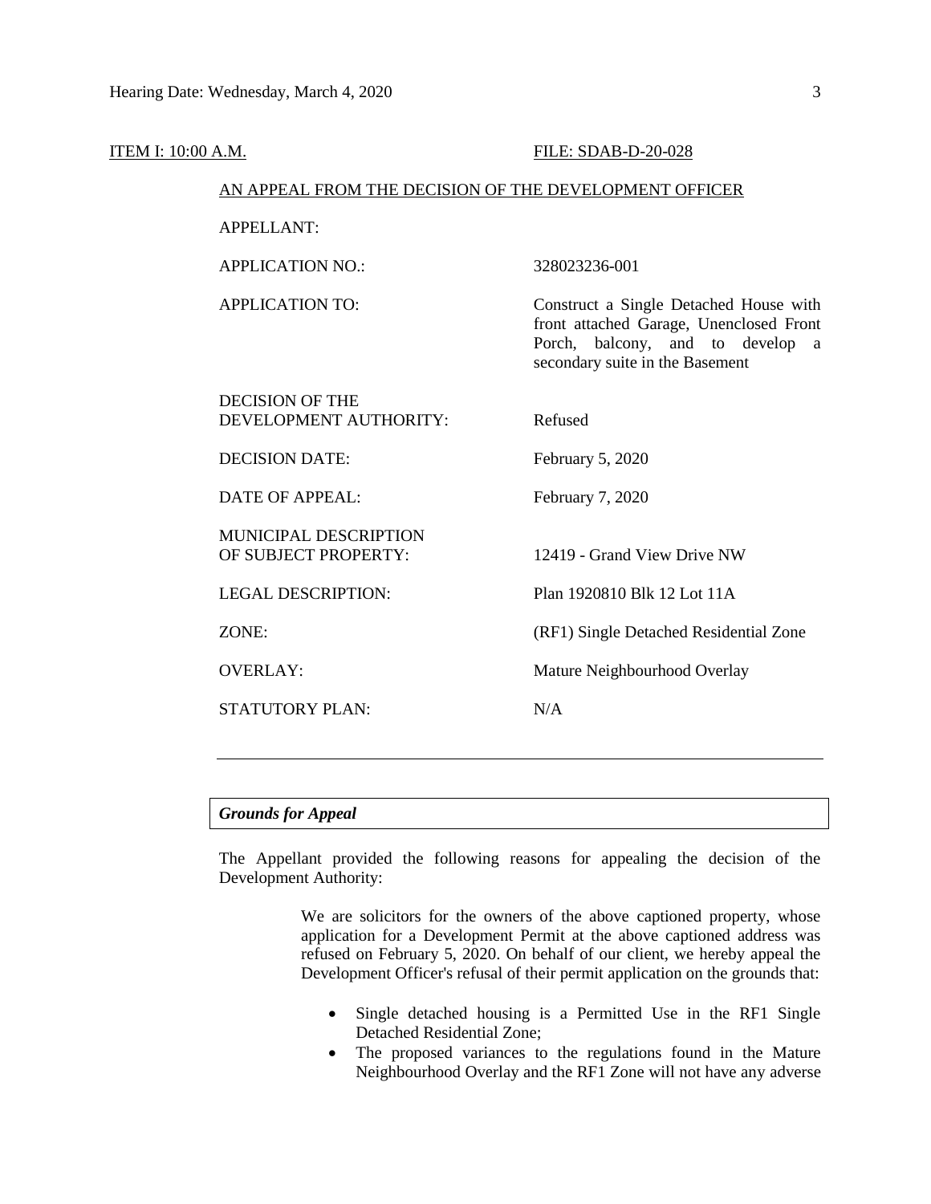ITEM I: 10:00 A.M. FILE: SDAB-D-20-028

AN APPEAL FROM THE DECISION OF THE DEVELOPMENT OFFICER

| | |
|---|---|
| APPELLANT: | |
| APPLICATION NO.: | 328023236-001 |
| APPLICATION TO: | Construct a Single Detached House with front attached Garage, Unenclosed Front Porch, balcony, and to develop a secondary suite in the Basement |
| DECISION OF THE DEVELOPMENT AUTHORITY: | Refused |
| DECISION DATE: | February 5, 2020 |
| DATE OF APPEAL: | February 7, 2020 |
| MUNICIPAL DESCRIPTION OF SUBJECT PROPERTY: | 12419 - Grand View Drive NW |
| LEGAL DESCRIPTION: | Plan 1920810 Blk 12 Lot 11A |
| ZONE: | (RF1) Single Detached Residential Zone |
| OVERLAY: | Mature Neighbourhood Overlay |
| STATUTORY PLAN: | N/A |

---

***Grounds for Appeal***

The Appellant provided the following reasons for appealing the decision of the Development Authority:

> We are solicitors for the owners of the above captioned property, whose application for a Development Permit at the above captioned address was refused on February 5, 2020. On behalf of our client, we hereby appeal the Development Officer's refusal of their permit application on the grounds that:
>
> - Single detached housing is a Permitted Use in the RF1 Single Detached Residential Zone;
> - The proposed variances to the regulations found in the Mature Neighbourhood Overlay and the RF1 Zone will not have any adverse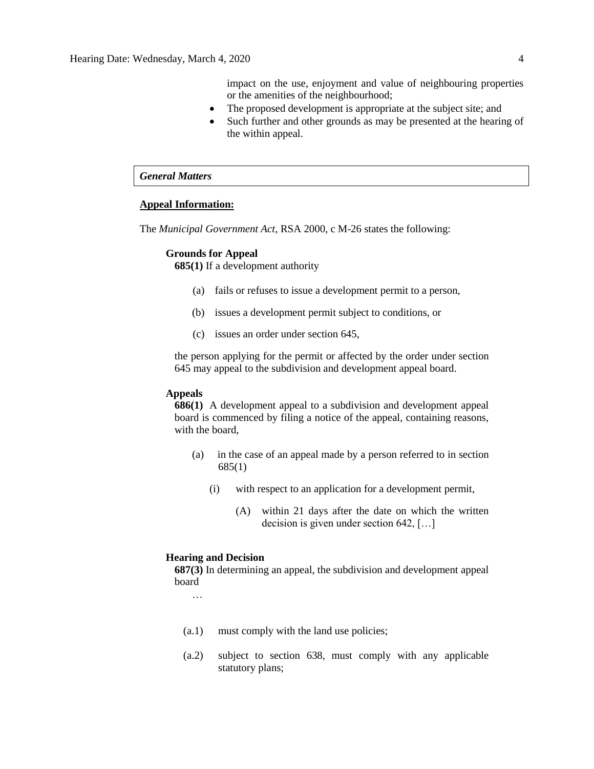impact on the use, enjoyment and value of neighbouring properties or the amenities of the neighbourhood;

- The proposed development is appropriate at the subject site; and
- Such further and other grounds as may be presented at the hearing of the within appeal.

### *General Matters*

**Appeal Information:**

The *Municipal Government Act*, RSA 2000, c M-26 states the following:

> **Grounds for Appeal**
>
> **685(1)** If a development authority
>
> (a) fails or refuses to issue a development permit to a person,
>
> (b) issues a development permit subject to conditions, or
>
> (c) issues an order under section 645,
>
> the person applying for the permit or affected by the order under section 645 may appeal to the subdivision and development appeal board.
>
> **Appeals**
>
> **686(1)** A development appeal to a subdivision and development appeal board is commenced by filing a notice of the appeal, containing reasons, with the board,
>
> (a) in the case of an appeal made by a person referred to in section 685(1)
>
> (i) with respect to an application for a development permit,
>
> (A) within 21 days after the date on which the written decision is given under section 642, […]
>
> **Hearing and Decision**
>
> **687(3)** In determining an appeal, the subdivision and development appeal board
>
> …
>
> (a.1) must comply with the land use policies;
>
> (a.2) subject to section 638, must comply with any applicable statutory plans;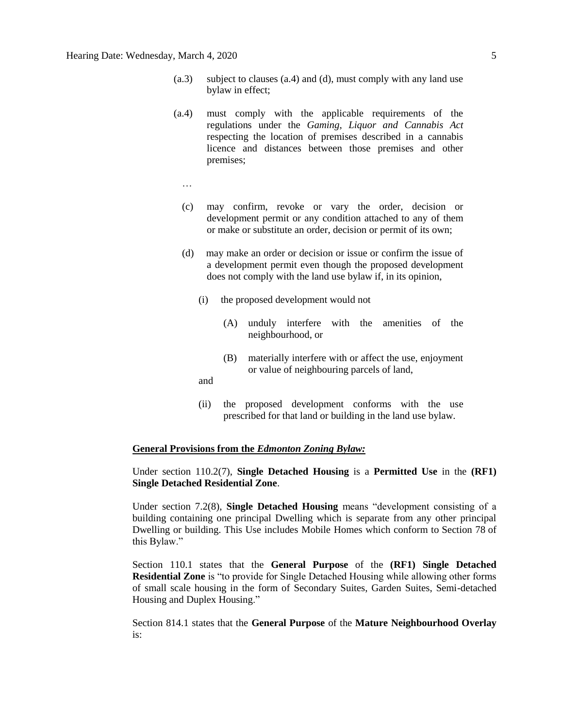(a.3) subject to clauses (a.4) and (d), must comply with any land use bylaw in effect;

(a.4) must comply with the applicable requirements of the regulations under the *Gaming, Liquor and Cannabis Act* respecting the location of premises described in a cannabis licence and distances between those premises and other premises;

…

(c) may confirm, revoke or vary the order, decision or development permit or any condition attached to any of them or make or substitute an order, decision or permit of its own;

(d) may make an order or decision or issue or confirm the issue of a development permit even though the proposed development does not comply with the land use bylaw if, in its opinion,

(i) the proposed development would not

(A) unduly interfere with the amenities of the neighbourhood, or

(B) materially interfere with or affect the use, enjoyment or value of neighbouring parcels of land,

and

(ii) the proposed development conforms with the use prescribed for that land or building in the land use bylaw.

**General Provisions from the *Edmonton Zoning Bylaw:***

Under section 110.2(7), **Single Detached Housing** is a **Permitted Use** in the **(RF1) Single Detached Residential Zone**.

Under section 7.2(8), **Single Detached Housing** means "development consisting of a building containing one principal Dwelling which is separate from any other principal Dwelling or building. This Use includes Mobile Homes which conform to Section 78 of this Bylaw."

Section 110.1 states that the **General Purpose** of the **(RF1) Single Detached Residential Zone** is "to provide for Single Detached Housing while allowing other forms of small scale housing in the form of Secondary Suites, Garden Suites, Semi-detached Housing and Duplex Housing."

Section 814.1 states that the **General Purpose** of the **Mature Neighbourhood Overlay** is: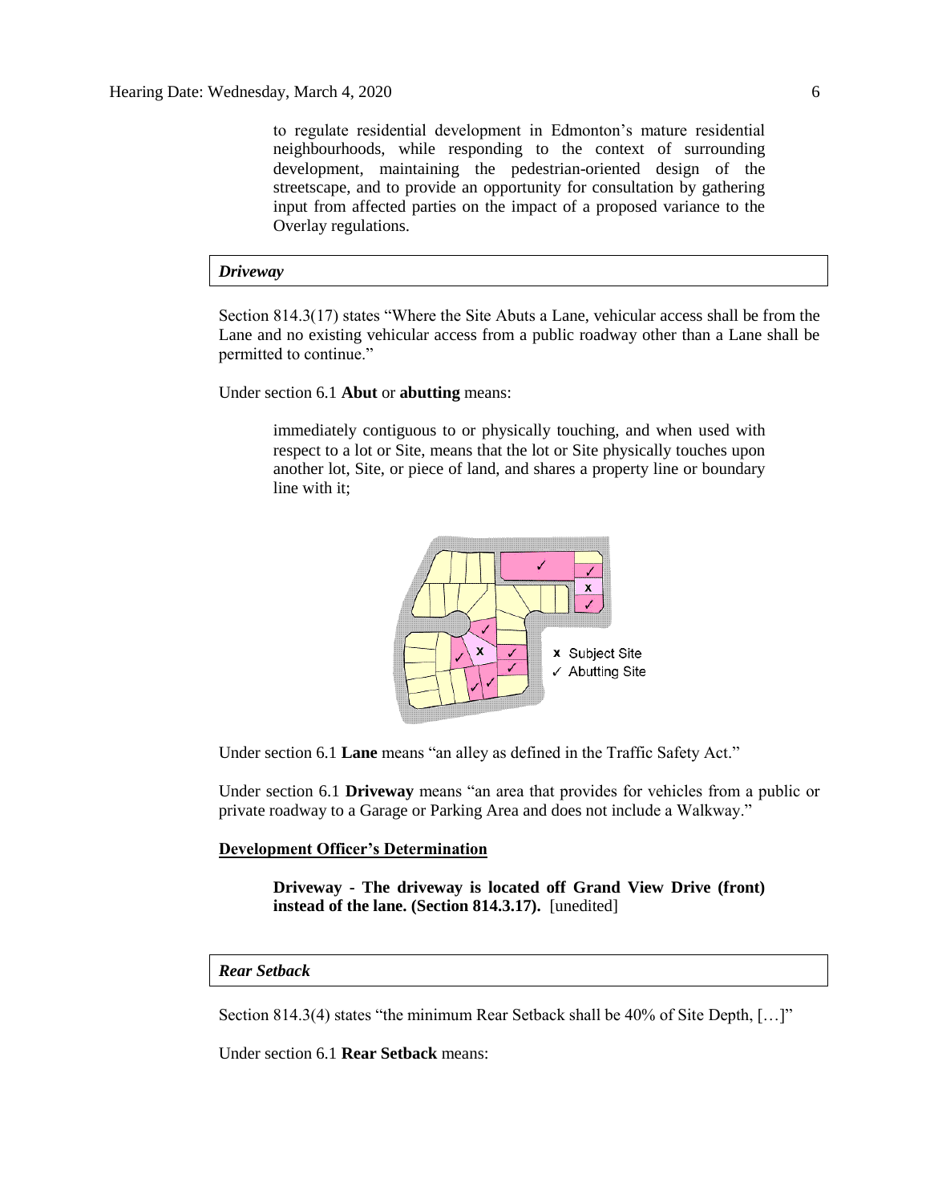to regulate residential development in Edmonton's mature residential neighbourhoods, while responding to the context of surrounding development, maintaining the pedestrian-oriented design of the streetscape, and to provide an opportunity for consultation by gathering input from affected parties on the impact of a proposed variance to the Overlay regulations.

***Driveway***

Section 814.3(17) states "Where the Site Abuts a Lane, vehicular access shall be from the Lane and no existing vehicular access from a public roadway other than a Lane shall be permitted to continue."

Under section 6.1 **Abut** or **abutting** means:

> immediately contiguous to or physically touching, and when used with respect to a lot or Site, means that the lot or Site physically touches upon another lot, Site, or piece of land, and shares a property line or boundary line with it;

x Subject Site
✓ Abutting Site

Under section 6.1 **Lane** means "an alley as defined in the Traffic Safety Act."

Under section 6.1 **Driveway** means "an area that provides for vehicles from a public or private roadway to a Garage or Parking Area and does not include a Walkway."

**Development Officer's Determination**

> **Driveway - The driveway is located off Grand View Drive (front) instead of the lane. (Section 814.3.17).** [unedited]

***Rear Setback***

Section 814.3(4) states "the minimum Rear Setback shall be 40% of Site Depth, […]"

Under section 6.1 **Rear Setback** means: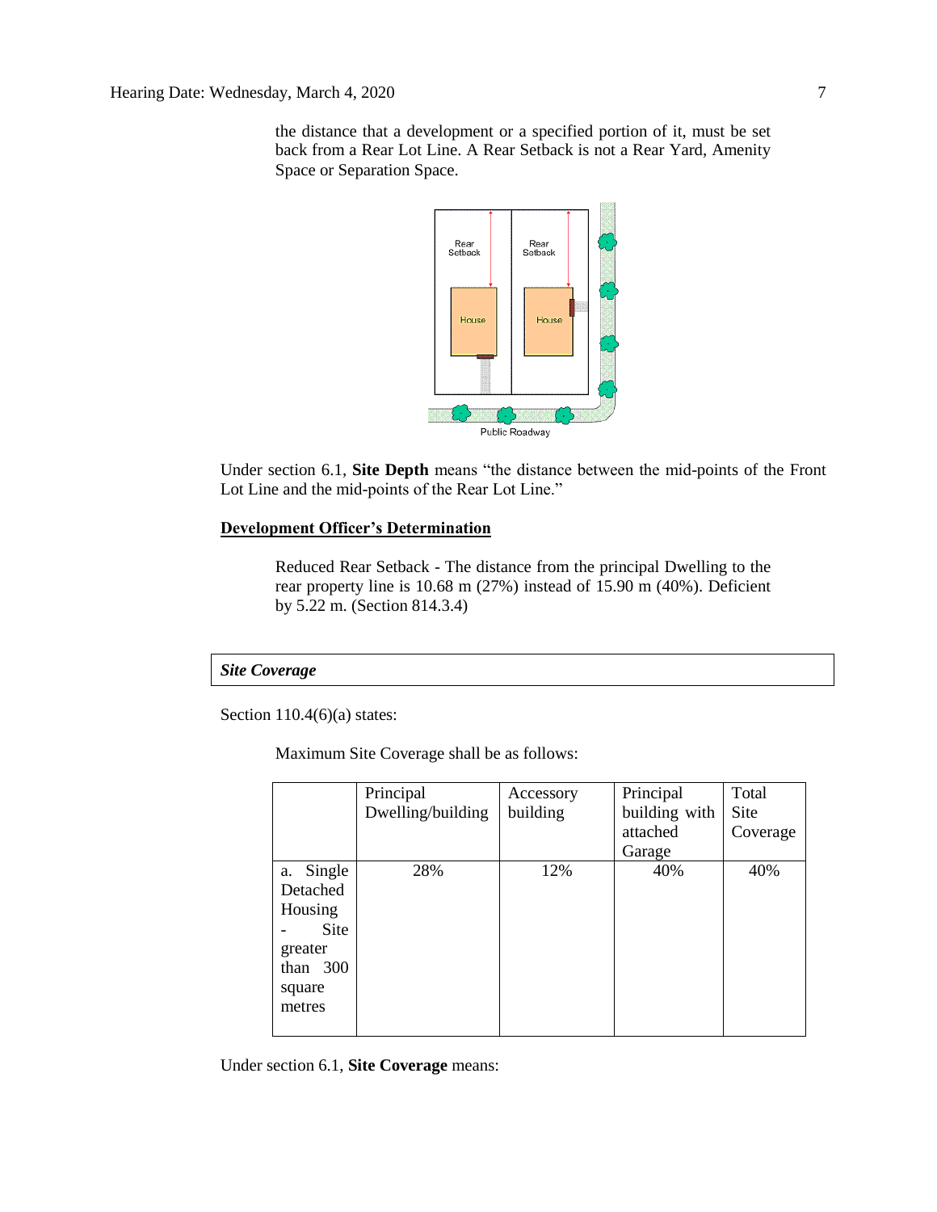the distance that a development or a specified portion of it, must be set back from a Rear Lot Line. A Rear Setback is not a Rear Yard, Amenity Space or Separation Space.

Under section 6.1, **Site Depth** means "the distance between the mid-points of the Front Lot Line and the mid-points of the Rear Lot Line."

**Development Officer's Determination**

> Reduced Rear Setback - The distance from the principal Dwelling to the rear property line is 10.68 m (27%) instead of 15.90 m (40%). Deficient by 5.22 m. (Section 814.3.4)

***Site Coverage***

Section 110.4(6)(a) states:

> Maximum Site Coverage shall be as follows:

| | Principal Dwelling/building | Accessory building | Principal building with attached Garage | Total Site Coverage |
|---|---|---|---|---|
| a. Single Detached Housing - Site greater than 300 square metres | 28% | 12% | 40% | 40% |

Under section 6.1, **Site Coverage** means: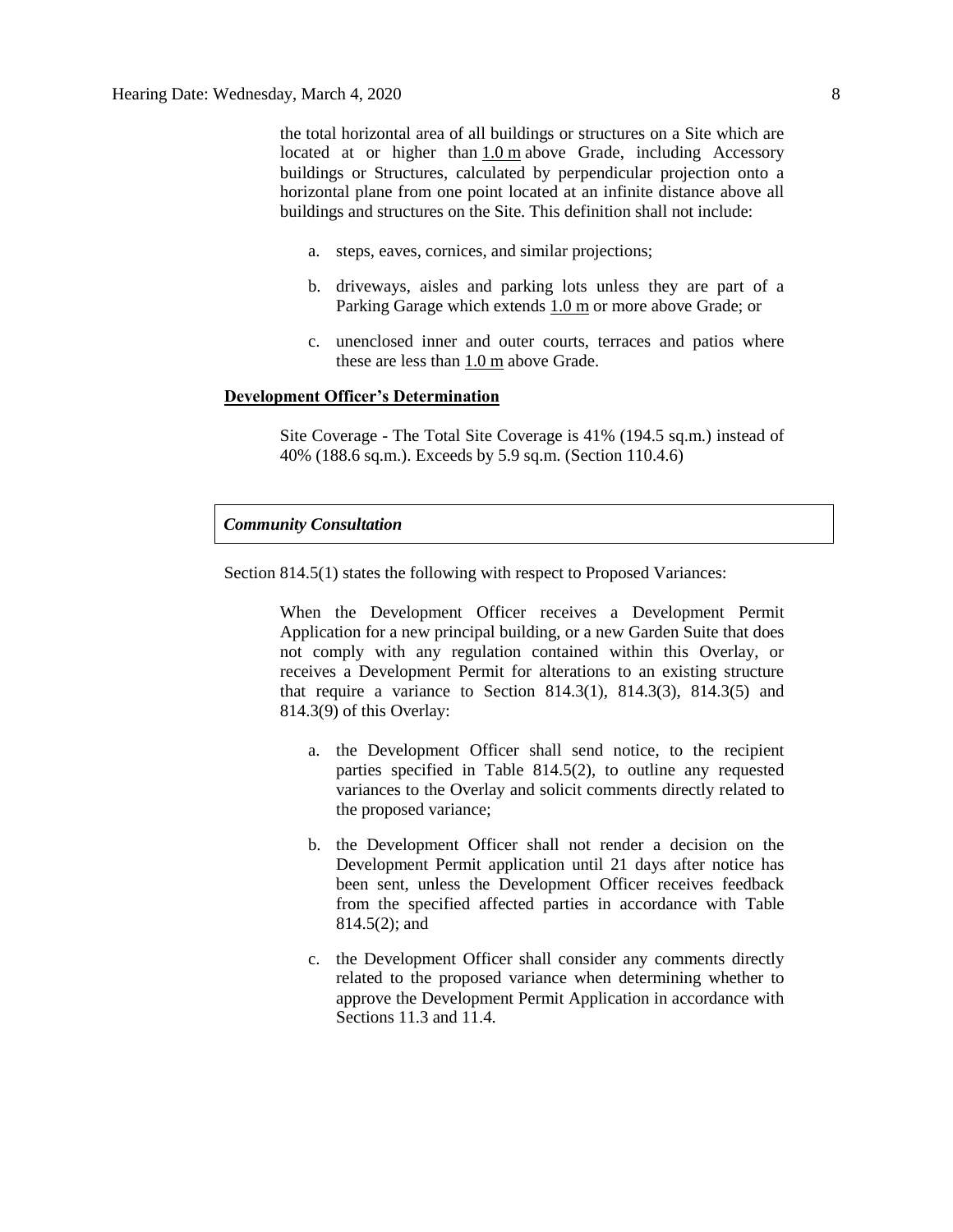the total horizontal area of all buildings or structures on a Site which are located at or higher than 1.0 m above Grade, including Accessory buildings or Structures, calculated by perpendicular projection onto a horizontal plane from one point located at an infinite distance above all buildings and structures on the Site. This definition shall not include:

a. steps, eaves, cornices, and similar projections;

b. driveways, aisles and parking lots unless they are part of a Parking Garage which extends 1.0 m or more above Grade; or

c. unenclosed inner and outer courts, terraces and patios where these are less than 1.0 m above Grade.

**Development Officer's Determination**

Site Coverage - The Total Site Coverage is 41% (194.5 sq.m.) instead of 40% (188.6 sq.m.). Exceeds by 5.9 sq.m. (Section 110.4.6)

***Community Consultation***

Section 814.5(1) states the following with respect to Proposed Variances:

When the Development Officer receives a Development Permit Application for a new principal building, or a new Garden Suite that does not comply with any regulation contained within this Overlay, or receives a Development Permit for alterations to an existing structure that require a variance to Section 814.3(1), 814.3(3), 814.3(5) and 814.3(9) of this Overlay:

a. the Development Officer shall send notice, to the recipient parties specified in Table 814.5(2), to outline any requested variances to the Overlay and solicit comments directly related to the proposed variance;

b. the Development Officer shall not render a decision on the Development Permit application until 21 days after notice has been sent, unless the Development Officer receives feedback from the specified affected parties in accordance with Table 814.5(2); and

c. the Development Officer shall consider any comments directly related to the proposed variance when determining whether to approve the Development Permit Application in accordance with Sections 11.3 and 11.4.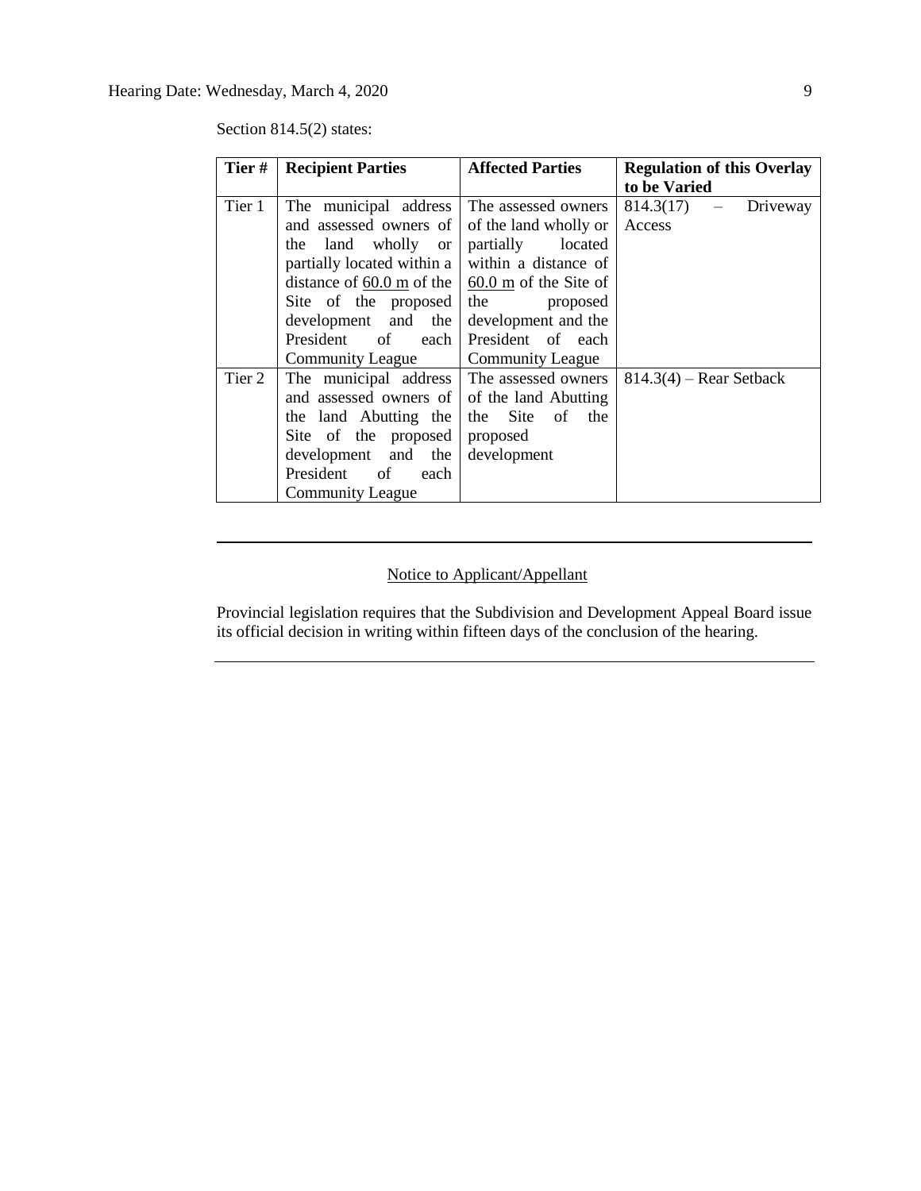Section 814.5(2) states:

| Tier # | Recipient Parties | Affected Parties | Regulation of this Overlay to be Varied |
|---|---|---|---|
| Tier 1 | The municipal address and assessed owners of the land wholly or partially located within a distance of 60.0 m of the Site of the proposed development and the President of each Community League | The assessed owners of the land wholly or partially located within a distance of 60.0 m of the Site of the proposed development and the President of each Community League | 814.3(17) – Driveway Access |
| Tier 2 | The municipal address and assessed owners of the land Abutting the Site of the proposed development and the President of each Community League | The assessed owners of the land Abutting the Site of the proposed development | 814.3(4) – Rear Setback |

---

Notice to Applicant/Appellant

Provincial legislation requires that the Subdivision and Development Appeal Board issue its official decision in writing within fifteen days of the conclusion of the hearing.

---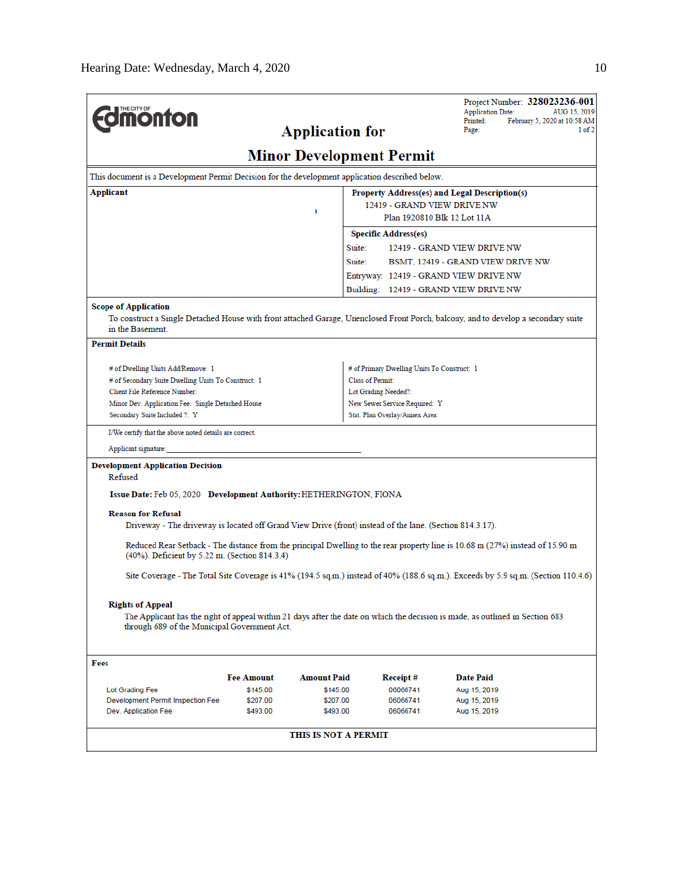Project Number: **328023236-001**
Application Date: AUG 15, 2019
Printed: February 5, 2020 at 10:58 AM
Page: 1 of 2

# Application for

# Minor Development Permit

This document is a Development Permit Decision for the development application described below.

| Applicant | Property Address(es) and Legal Description(s) |
|---|---|
| | 12419 - GRAND VIEW DRIVE NW<br>Plan 1920810 Blk 12 Lot 11A |

**Specific Address(es)**

Suite: 12419 - GRAND VIEW DRIVE NW
Suite: BSMT, 12419 - GRAND VIEW DRIVE NW
Entryway: 12419 - GRAND VIEW DRIVE NW
Building: 12419 - GRAND VIEW DRIVE NW

**Scope of Application**

To construct a Single Detached House with front attached Garage, Unenclosed Front Porch, balcony, and to develop a secondary suite in the Basement.

**Permit Details**

| | |
|---|---|
| # of Dwelling Units Add/Remove: 1 | # of Primary Dwelling Units To Construct: 1 |
| # of Secondary Suite Dwelling Units To Construct: 1 | Class of Permit: |
| Client File Reference Number: | Lot Grading Needed?: |
| Minor Dev. Application Fee: Single Detached House | New Sewer Service Required: Y |
| Secondary Suite Included ?: Y | Stat. Plan Overlay/Annex Area: |

I/We certify that the above noted details are correct.

Applicant signature: ______________________________

**Development Application Decision**

Refused

**Issue Date:** Feb 05, 2020 **Development Authority:** HETHERINGTON, FIONA

**Reason for Refusal**

Driveway - The driveway is located off Grand View Drive (front) instead of the lane. (Section 814.3.17).

Reduced Rear Setback - The distance from the principal Dwelling to the rear property line is 10.68 m (27%) instead of 15.90 m (40%). Deficient by 5.22 m. (Section 814.3.4)

Site Coverage - The Total Site Coverage is 41% (194.5 sq.m.) instead of 40% (188.6 sq.m.). Exceeds by 5.9 sq.m. (Section 110.4.6)

**Rights of Appeal**

The Applicant has the right of appeal within 21 days after the date on which the decision is made, as outlined in Section 683 through 689 of the Municipal Government Act.

**Fees**

| | Fee Amount | Amount Paid | Receipt # | Date Paid |
|---|---|---|---|---|
| Lot Grading Fee | $145.00 | $145.00 | 06066741 | Aug 15, 2019 |
| Development Permit Inspection Fee | $207.00 | $207.00 | 06066741 | Aug 15, 2019 |
| Dev. Application Fee | $493.00 | $493.00 | 06066741 | Aug 15, 2019 |

**THIS IS NOT A PERMIT**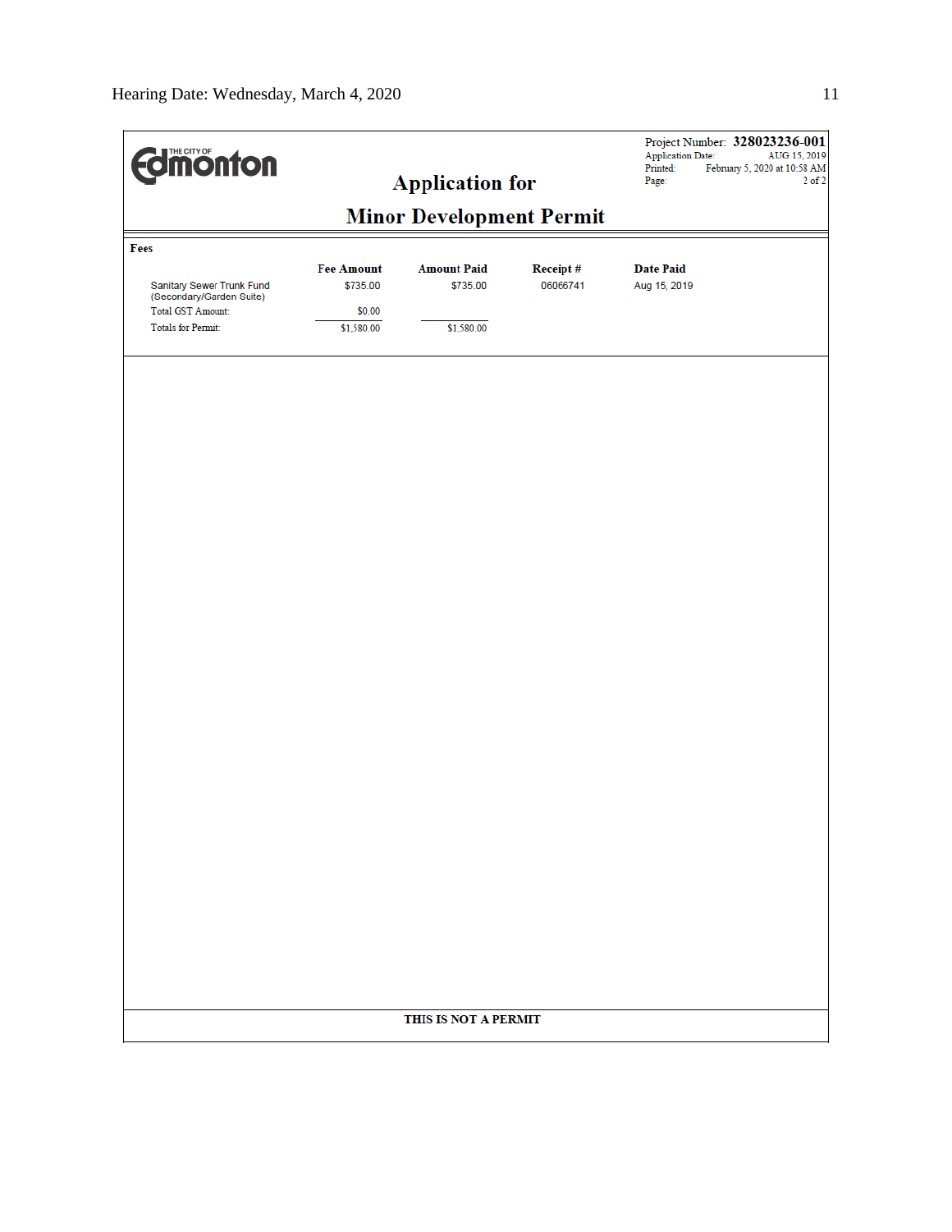Project Number: **328023236-001**
Application Date: AUG 15, 2019
Printed: February 5, 2020 at 10:58 AM
Page: 2 of 2

# Application for Minor Development Permit

**Fees**

| | Fee Amount | Amount Paid | Receipt # | Date Paid |
|---|---|---|---|---|
| Sanitary Sewer Trunk Fund (Secondary/Garden Suite) | $735.00 | $735.00 | 06066741 | Aug 15, 2019 |
| Total GST Amount: | $0.00 | | | |
| Totals for Permit: | $1,580.00 | $1,580.00 | | |

**THIS IS NOT A PERMIT**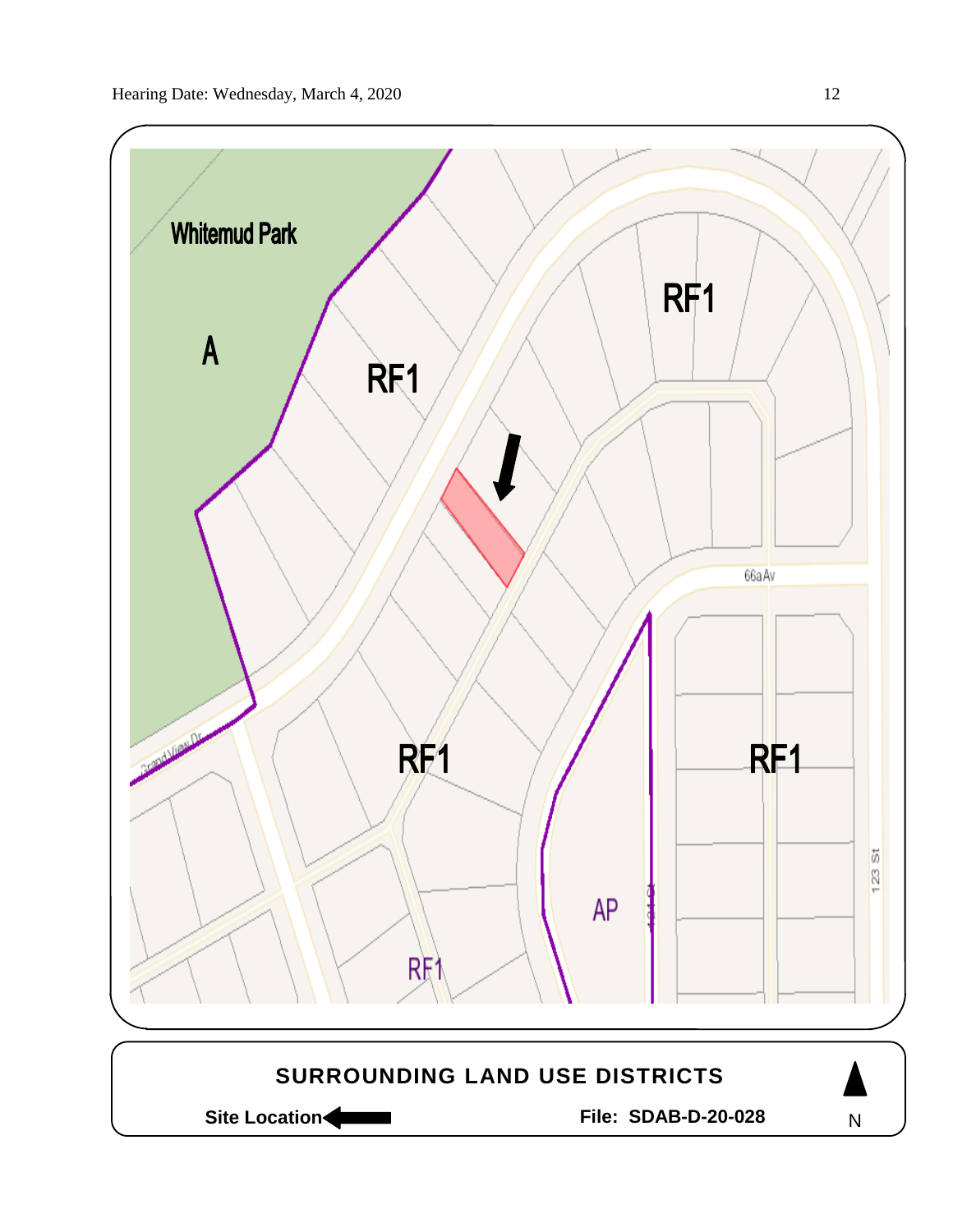Whitemud Park

A

RF1

RF1

66a Av

RF1

RF1

AP

RF1

Grand View Dr

123 St

**SURROUNDING LAND USE DISTRICTS**

**Site Location**

**File: SDAB-D-20-028**

N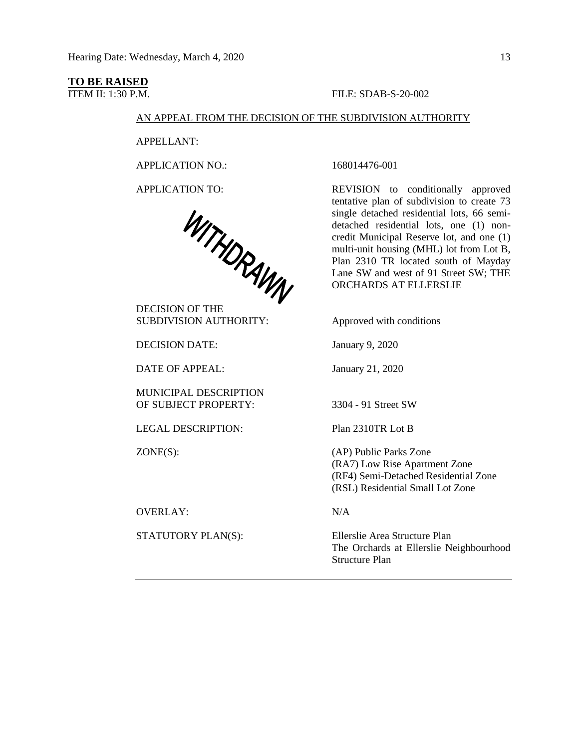**TO BE RAISED**

ITEM II: 1:30 P.M. FILE: SDAB-S-20-002

AN APPEAL FROM THE DECISION OF THE SUBDIVISION AUTHORITY

WITHDRAWN

| | |
|---|---|
| APPELLANT: | |
| APPLICATION NO.: | 168014476-001 |
| APPLICATION TO: | REVISION to conditionally approved tentative plan of subdivision to create 73 single detached residential lots, 66 semi-detached residential lots, one (1) non-credit Municipal Reserve lot, and one (1) multi-unit housing (MHL) lot from Lot B, Plan 2310 TR located south of Mayday Lane SW and west of 91 Street SW; THE ORCHARDS AT ELLERSLIE |
| DECISION OF THE SUBDIVISION AUTHORITY: | Approved with conditions |
| DECISION DATE: | January 9, 2020 |
| DATE OF APPEAL: | January 21, 2020 |
| MUNICIPAL DESCRIPTION OF SUBJECT PROPERTY: | 3304 - 91 Street SW |
| LEGAL DESCRIPTION: | Plan 2310TR Lot B |
| ZONE(S): | (AP) Public Parks Zone<br>(RA7) Low Rise Apartment Zone<br>(RF4) Semi-Detached Residential Zone<br>(RSL) Residential Small Lot Zone |
| OVERLAY: | N/A |
| STATUTORY PLAN(S): | Ellerslie Area Structure Plan<br>The Orchards at Ellerslie Neighbourhood Structure Plan |